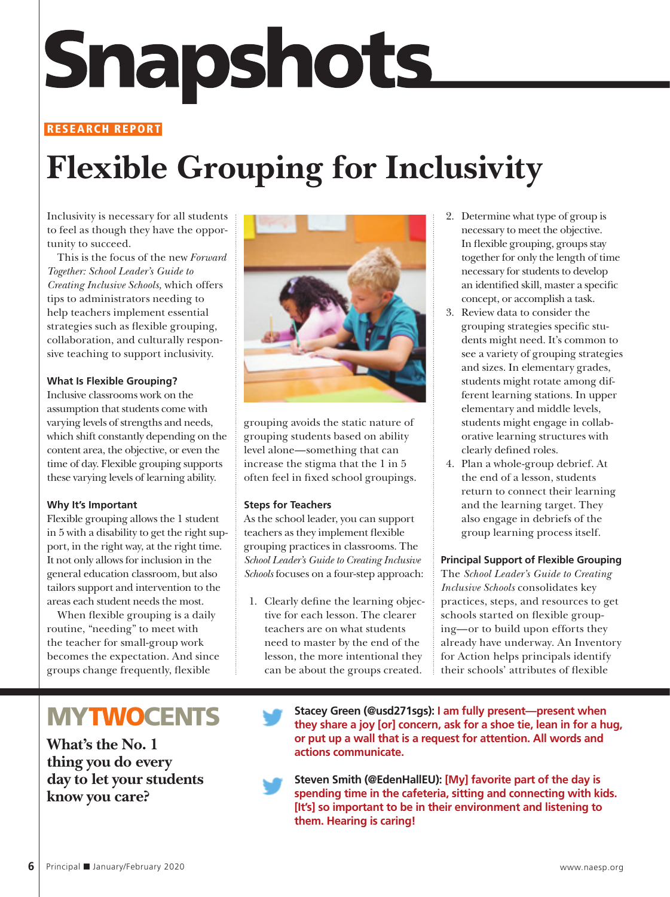# Snapshots

RESEARCH REPORT

## Flexible Grouping for Inclusivity

Inclusivity is necessary for all students to feel as though they have the opportunity to succeed.

This is the focus of the new *Forward Together: School Leader's Guide to Creating Inclusive Schools,* which offers tips to administrators needing to help teachers implement essential strategies such as flexible grouping, collaboration, and culturally responsive teaching to support inclusivity.

### What Is Flexible Grouping?

Inclusive classrooms work on the assumption that students come with varying levels of strengths and needs, which shift constantly depending on the content area, the objective, or even the time of day. Flexible grouping supports these varying levels of learning ability.

### Why It's Important

Flexible grouping allows the 1 student in 5 with a disability to get the right support, in the right way, at the right time. It not only allows for inclusion in the general education classroom, but also tailors support and intervention to the areas each student needs the most.

When flexible grouping is a daily routine, "needing" to meet with the teacher for small-group work becomes the expectation. And since groups change frequently, flexible grouping avoids the static nature of grouping students based on ability level alone—something that can increase the stigma that the 1 in 5 often feel in fixed school groupings.

### Steps for Teachers

As the school leader, you can support teachers as they implement flexible grouping practices in classrooms. The *School Leader's Guide to Creating Inclusive Schools* focuses on a four-step approach:

1. Clearly define the learning objective for each lesson. The clearer teachers are on what students need to master by the end of the lesson, the more intentional they can be about the groups created.
2. Determine what type of group is necessary to meet the objective. In flexible grouping, groups stay together for only the length of time necessary for students to develop an identified skill, master a specific concept, or accomplish a task.
3. Review data to consider the grouping strategies specific students might need. It's common to see a variety of grouping strategies and sizes. In elementary grades, students might rotate among different learning stations. In upper elementary and middle levels, students might engage in collaborative learning structures with clearly defined roles.
4. Plan a whole-group debrief. At the end of a lesson, students return to connect their learning and the learning target. They also engage in debriefs of the group learning process itself.

### Principal Support of Flexible Grouping

The *School Leader's Guide to Creating Inclusive Schools* consolidates key practices, steps, and resources to get schools started on flexible grouping—or to build upon efforts they already have underway. An Inventory for Action helps principals identify their schools' attributes of flexible

## MYTWOCENTS

**What's the No. 1 thing you do every day to let your students know you care?**

**Stacey Green (@usd271sgs):** **I am fully present—present when they share a joy [or] concern, ask for a shoe tie, lean in for a hug, or put up a wall that is a request for attention. All words and actions communicate.**

**Steven Smith (@EdenHallEU):** **[My] favorite part of the day is spending time in the cafeteria, sitting and connecting with kids. [It's] so important to be in their environment and listening to them. Hearing is caring!**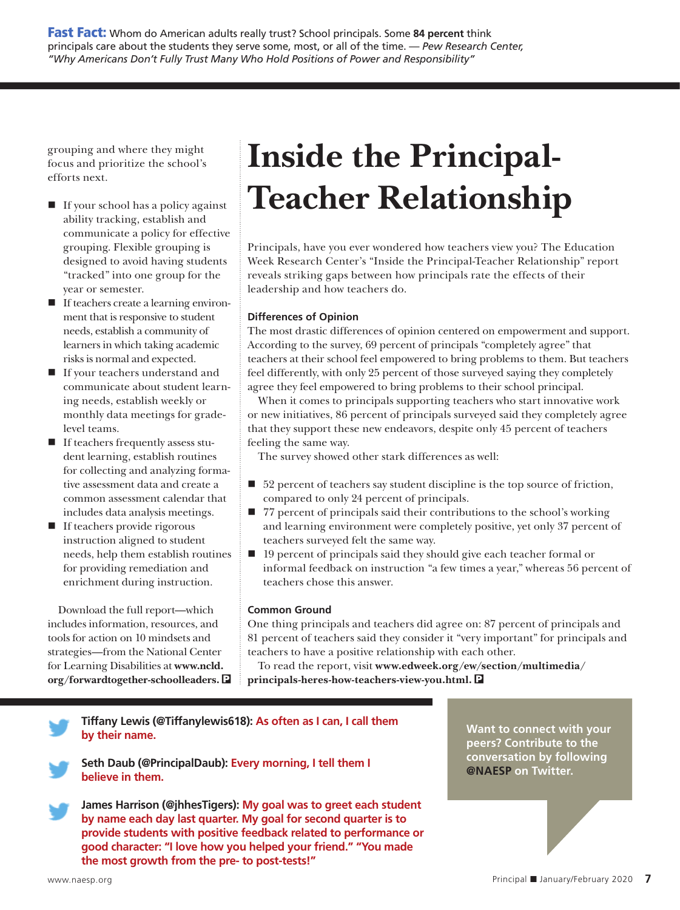**Fast Fact:** Whom do American adults really trust? School principals. Some **84 percent** think principals care about the students they serve some, most, or all of the time. — *Pew Research Center, "Why Americans Don't Fully Trust Many Who Hold Positions of Power and Responsibility"*

grouping and where they might focus and prioritize the school's efforts next.

- If your school has a policy against ability tracking, establish and communicate a policy for effective grouping. Flexible grouping is designed to avoid having students "tracked" into one group for the year or semester.
- If teachers create a learning environment that is responsive to student needs, establish a community of learners in which taking academic risks is normal and expected.
- If your teachers understand and communicate about student learning needs, establish weekly or monthly data meetings for grade-level teams.
- If teachers frequently assess student learning, establish routines for collecting and analyzing formative assessment data and create a common assessment calendar that includes data analysis meetings.
- If teachers provide rigorous instruction aligned to student needs, help them establish routines for providing remediation and enrichment during instruction.

Download the full report—which includes information, resources, and tools for action on 10 mindsets and strategies—from the National Center for Learning Disabilities at **www.ncld.org/forwardtogether-schoolleaders.**

# Inside the Principal-Teacher Relationship

Principals, have you ever wondered how teachers view you? The Education Week Research Center's "Inside the Principal-Teacher Relationship" report reveals striking gaps between how principals rate the effects of their leadership and how teachers do.

### Differences of Opinion

The most drastic differences of opinion centered on empowerment and support. According to the survey, 69 percent of principals "completely agree" that teachers at their school feel empowered to bring problems to them. But teachers feel differently, with only 25 percent of those surveyed saying they completely agree they feel empowered to bring problems to their school principal.

When it comes to principals supporting teachers who start innovative work or new initiatives, 86 percent of principals surveyed said they completely agree that they support these new endeavors, despite only 45 percent of teachers feeling the same way.

The survey showed other stark differences as well:

- 52 percent of teachers say student discipline is the top source of friction, compared to only 24 percent of principals.
- 77 percent of principals said their contributions to the school's working and learning environment were completely positive, yet only 37 percent of teachers surveyed felt the same way.
- 19 percent of principals said they should give each teacher formal or informal feedback on instruction "a few times a year," whereas 56 percent of teachers chose this answer.

### Common Ground

One thing principals and teachers did agree on: 87 percent of principals and 81 percent of teachers said they consider it "very important" for principals and teachers to have a positive relationship with each other.

To read the report, visit **www.edweek.org/ew/section/multimedia/principals-heres-how-teachers-view-you.html.**

**Tiffany Lewis (@Tiffanylewis618):** As often as I can, I call them by their name.

**Seth Daub (@PrincipalDaub):** Every morning, I tell them I believe in them.

**James Harrison (@jhhesTigers):** My goal was to greet each student by name each day last quarter. My goal for second quarter is to provide students with positive feedback related to performance or good character: "I love how you helped your friend." "You made the most growth from the pre- to post-tests!"

Want to connect with your peers? Contribute to the conversation by following **@NAESP** on Twitter.